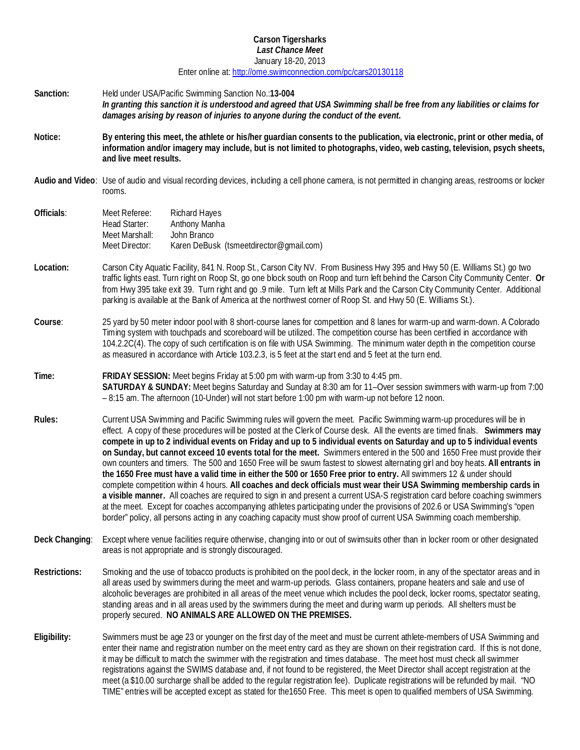**Carson Tigersharks**

***Last Chance Meet***

January 18-20, 2013

Enter online at: http://ome.swimconnection.com/pc/cars20130118

**Sanction:** Held under USA/Pacific Swimming Sanction No.:**13-004**
***In granting this sanction it is understood and agreed that USA Swimming shall be free from any liabilities or claims for damages arising by reason of injuries to anyone during the conduct of the event.***

**Notice:** **By entering this meet, the athlete or his/her guardian consents to the publication, via electronic, print or other media, of information and/or imagery may include, but is not limited to photographs, video, web casting, television, psych sheets, and live meet results.**

**Audio and Video**: Use of audio and visual recording devices, including a cell phone camera, is not permitted in changing areas, restrooms or locker rooms.

**Officials**:
Meet Referee: Richard Hayes
Head Starter: Anthony Manha
Meet Marshall: John Branco
Meet Director: Karen DeBusk (tsmeetdirector@gmail.com)

**Location:** Carson City Aquatic Facility, 841 N. Roop St., Carson City NV. From Business Hwy 395 and Hwy 50 (E. Williams St.) go two traffic lights east. Turn right on Roop St, go one block south on Roop and turn left behind the Carson City Community Center. **Or** from Hwy 395 take exit 39. Turn right and go .9 mile. Turn left at Mills Park and the Carson City Community Center. Additional parking is available at the Bank of America at the northwest corner of Roop St. and Hwy 50 (E. Williams St.).

**Course**: 25 yard by 50 meter indoor pool with 8 short-course lanes for competition and 8 lanes for warm-up and warm-down. A Colorado Timing system with touchpads and scoreboard will be utilized. The competition course has been certified in accordance with 104.2.2C(4). The copy of such certification is on file with USA Swimming. The minimum water depth in the competition course as measured in accordance with Article 103.2.3, is 5 feet at the start end and 5 feet at the turn end.

**Time:** **FRIDAY SESSION:** Meet begins Friday at 5:00 pm with warm-up from 3:30 to 4:45 pm.
**SATURDAY & SUNDAY:** Meet begins Saturday and Sunday at 8:30 am for 11–Over session swimmers with warm-up from 7:00 – 8:15 am. The afternoon (10-Under) will not start before 1:00 pm with warm-up not before 12 noon.

**Rules:** Current USA Swimming and Pacific Swimming rules will govern the meet. Pacific Swimming warm-up procedures will be in effect. A copy of these procedures will be posted at the Clerk of Course desk. All the events are timed finals. **Swimmers may compete in up to 2 individual events on Friday and up to 5 individual events on Saturday and up to 5 individual events on Sunday, but cannot exceed 10 events total for the meet.** Swimmers entered in the 500 and 1650 Free must provide their own counters and timers. The 500 and 1650 Free will be swum fastest to slowest alternating girl and boy heats. **All entrants in the 1650 Free must have a valid time in either the 500 or 1650 Free prior to entry.** All swimmers 12 & under should complete competition within 4 hours. **All coaches and deck officials must wear their USA Swimming membership cards in a visible manner.** All coaches are required to sign in and present a current USA-S registration card before coaching swimmers at the meet. Except for coaches accompanying athletes participating under the provisions of 202.6 or USA Swimming's "open border" policy, all persons acting in any coaching capacity must show proof of current USA Swimming coach membership.

**Deck Changing**: Except where venue facilities require otherwise, changing into or out of swimsuits other than in locker room or other designated areas is not appropriate and is strongly discouraged.

**Restrictions:** Smoking and the use of tobacco products is prohibited on the pool deck, in the locker room, in any of the spectator areas and in all areas used by swimmers during the meet and warm-up periods. Glass containers, propane heaters and sale and use of alcoholic beverages are prohibited in all areas of the meet venue which includes the pool deck, locker rooms, spectator seating, standing areas and in all areas used by the swimmers during the meet and during warm up periods. All shelters must be properly secured. **NO ANIMALS ARE ALLOWED ON THE PREMISES.**

**Eligibility:** Swimmers must be age 23 or younger on the first day of the meet and must be current athlete-members of USA Swimming and enter their name and registration number on the meet entry card as they are shown on their registration card. If this is not done, it may be difficult to match the swimmer with the registration and times database. The meet host must check all swimmer registrations against the SWIMS database and, if not found to be registered, the Meet Director shall accept registration at the meet (a $10.00 surcharge shall be added to the regular registration fee). Duplicate registrations will be refunded by mail. "NO TIME" entries will be accepted except as stated for the1650 Free. This meet is open to qualified members of USA Swimming.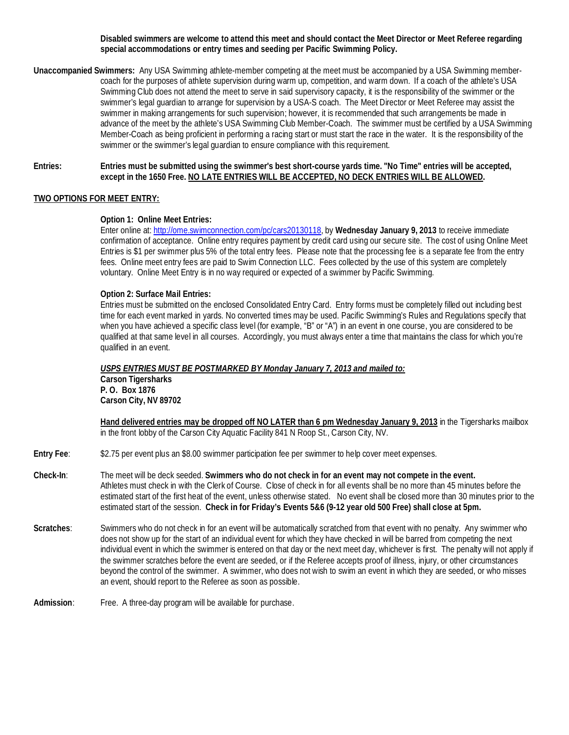**Disabled swimmers are welcome to attend this meet and should contact the Meet Director or Meet Referee regarding special accommodations or entry times and seeding per Pacific Swimming Policy.**

**Unaccompanied Swimmers:** Any USA Swimming athlete-member competing at the meet must be accompanied by a USA Swimming member-coach for the purposes of athlete supervision during warm up, competition, and warm down. If a coach of the athlete's USA Swimming Club does not attend the meet to serve in said supervisory capacity, it is the responsibility of the swimmer or the swimmer's legal guardian to arrange for supervision by a USA-S coach. The Meet Director or Meet Referee may assist the swimmer in making arrangements for such supervision; however, it is recommended that such arrangements be made in advance of the meet by the athlete's USA Swimming Club Member-Coach. The swimmer must be certified by a USA Swimming Member-Coach as being proficient in performing a racing start or must start the race in the water. It is the responsibility of the swimmer or the swimmer's legal guardian to ensure compliance with this requirement.

**Entries:** **Entries must be submitted using the swimmer's best short-course yards time. "No Time" entries will be accepted, except in the 1650 Free. <u>NO LATE ENTRIES WILL BE ACCEPTED, NO DECK ENTRIES WILL BE ALLOWED</u>.**

**<u>TWO OPTIONS FOR MEET ENTRY:</u>**

**Option 1: Online Meet Entries:**
Enter online at: http://ome.swimconnection.com/pc/cars20130118, by **Wednesday January 9, 2013** to receive immediate confirmation of acceptance. Online entry requires payment by credit card using our secure site. The cost of using Online Meet Entries is $1 per swimmer plus 5% of the total entry fees. Please note that the processing fee is a separate fee from the entry fees. Online meet entry fees are paid to Swim Connection LLC. Fees collected by the use of this system are completely voluntary. Online Meet Entry is in no way required or expected of a swimmer by Pacific Swimming.

**Option 2: Surface Mail Entries:**
Entries must be submitted on the enclosed Consolidated Entry Card. Entry forms must be completely filled out including best time for each event marked in yards. No converted times may be used. Pacific Swimming's Rules and Regulations specify that when you have achieved a specific class level (for example, "B" or "A") in an event in one course, you are considered to be qualified at that same level in all courses. Accordingly, you must always enter a time that maintains the class for which you're qualified in an event.

***<u>USPS ENTRIES MUST BE POSTMARKED BY Monday January 7, 2013 and mailed to:</u>***
**Carson Tigersharks**
**P. O. Box 1876**
**Carson City, NV 89702**

**<u>Hand delivered entries may be dropped off NO LATER than 6 pm Wednesday January 9, 2013</u>** in the Tigersharks mailbox in the front lobby of the Carson City Aquatic Facility 841 N Roop St., Carson City, NV.

**Entry Fee**: $2.75 per event plus an $8.00 swimmer participation fee per swimmer to help cover meet expenses.

**Check-In**: The meet will be deck seeded. **Swimmers who do not check in for an event may not compete in the event.** Athletes must check in with the Clerk of Course. Close of check in for all events shall be no more than 45 minutes before the estimated start of the first heat of the event, unless otherwise stated. No event shall be closed more than 30 minutes prior to the estimated start of the session. **Check in for Friday's Events 5&6 (9-12 year old 500 Free) shall close at 5pm.**

**Scratches**: Swimmers who do not check in for an event will be automatically scratched from that event with no penalty. Any swimmer who does not show up for the start of an individual event for which they have checked in will be barred from competing the next individual event in which the swimmer is entered on that day or the next meet day, whichever is first. The penalty will not apply if the swimmer scratches before the event are seeded, or if the Referee accepts proof of illness, injury, or other circumstances beyond the control of the swimmer. A swimmer, who does not wish to swim an event in which they are seeded, or who misses an event, should report to the Referee as soon as possible.

**Admission**: Free. A three-day program will be available for purchase.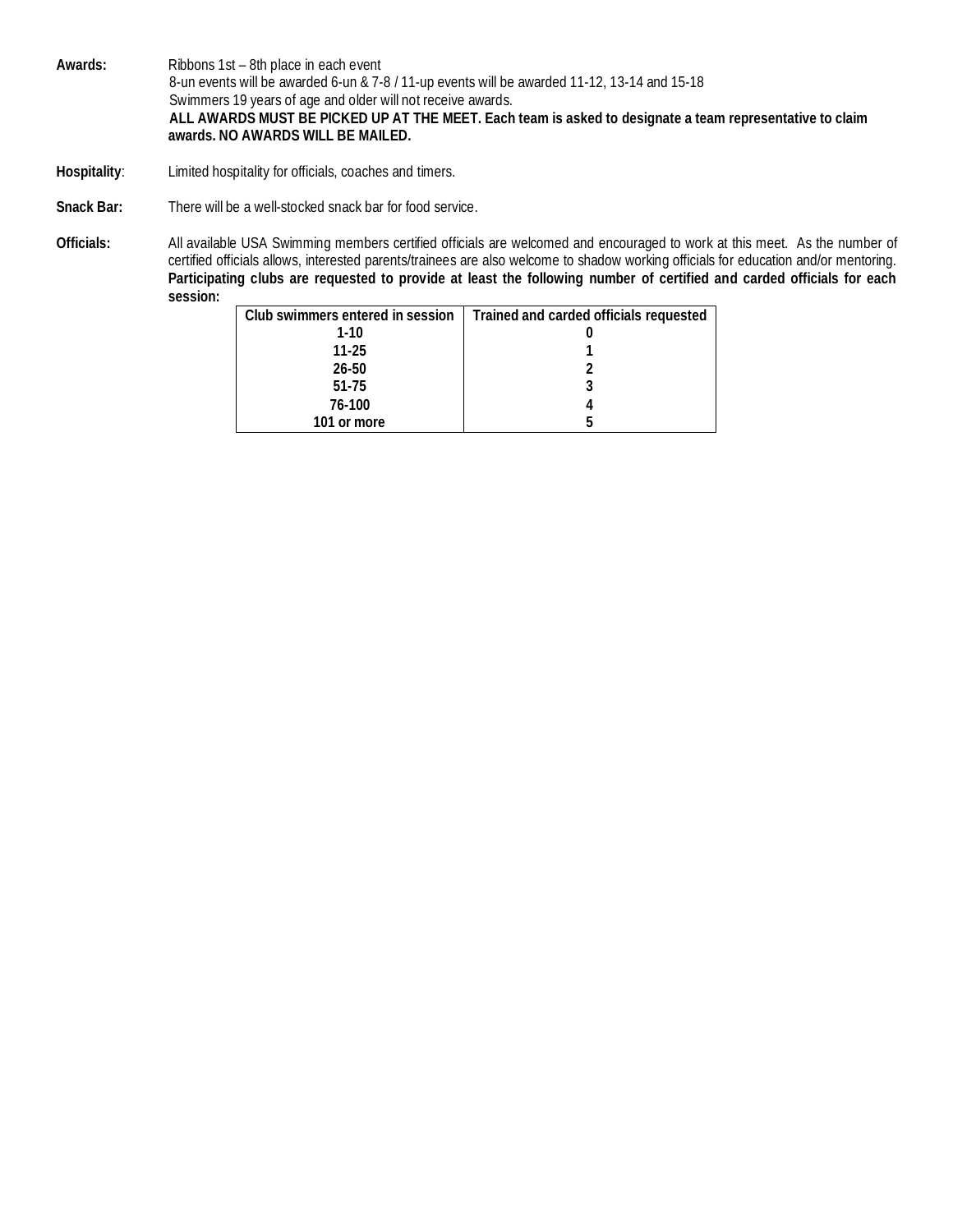**Awards:** Ribbons 1st – 8th place in each event
8-un events will be awarded 6-un & 7-8 / 11-up events will be awarded 11-12, 13-14 and 15-18
Swimmers 19 years of age and older will not receive awards.
**ALL AWARDS MUST BE PICKED UP AT THE MEET. Each team is asked to designate a team representative to claim awards. NO AWARDS WILL BE MAILED.**

**Hospitality**: Limited hospitality for officials, coaches and timers.

**Snack Bar:** There will be a well-stocked snack bar for food service.

**Officials:** All available USA Swimming members certified officials are welcomed and encouraged to work at this meet. As the number of certified officials allows, interested parents/trainees are also welcome to shadow working officials for education and/or mentoring. **Participating clubs are requested to provide at least the following number of certified and carded officials for each session:**

| Club swimmers entered in session | Trained and carded officials requested |
|---|---|
| 1-10 | 0 |
| 11-25 | 1 |
| 26-50 | 2 |
| 51-75 | 3 |
| 76-100 | 4 |
| 101 or more | 5 |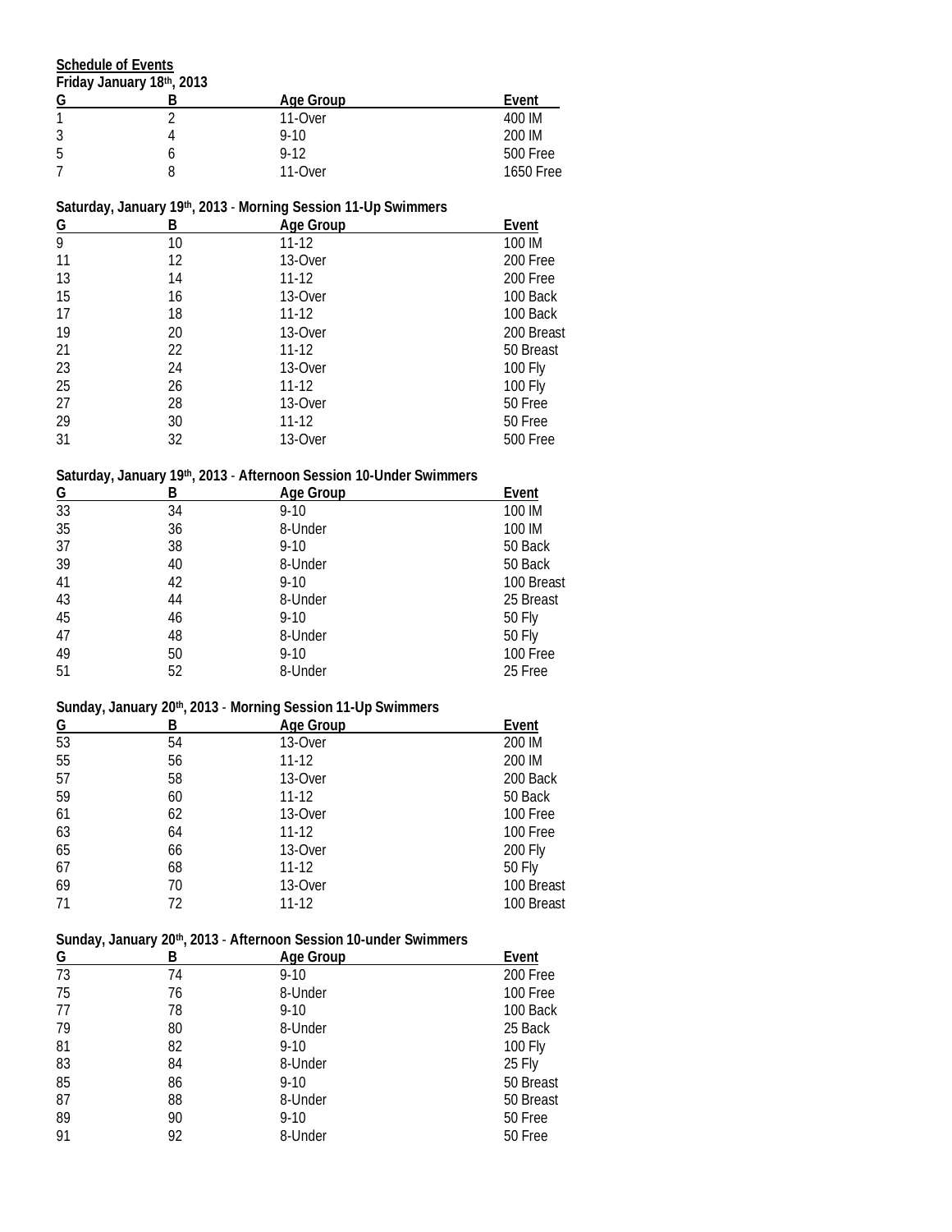**Schedule of Events**

**Friday January 18th, 2013**

| G | B | Age Group | Event |
|---|---|---|---|
| 1 | 2 | 11-Over | 400 IM |
| 3 | 4 | 9-10 | 200 IM |
| 5 | 6 | 9-12 | 500 Free |
| 7 | 8 | 11-Over | 1650 Free |

**Saturday, January 19th, 2013 - Morning Session 11-Up Swimmers**

| G | B | Age Group | Event |
|---|---|---|---|
| 9 | 10 | 11-12 | 100 IM |
| 11 | 12 | 13-Over | 200 Free |
| 13 | 14 | 11-12 | 200 Free |
| 15 | 16 | 13-Over | 100 Back |
| 17 | 18 | 11-12 | 100 Back |
| 19 | 20 | 13-Over | 200 Breast |
| 21 | 22 | 11-12 | 50 Breast |
| 23 | 24 | 13-Over | 100 Fly |
| 25 | 26 | 11-12 | 100 Fly |
| 27 | 28 | 13-Over | 50 Free |
| 29 | 30 | 11-12 | 50 Free |
| 31 | 32 | 13-Over | 500 Free |

**Saturday, January 19th, 2013 - Afternoon Session 10-Under Swimmers**

| G | B | Age Group | Event |
|---|---|---|---|
| 33 | 34 | 9-10 | 100 IM |
| 35 | 36 | 8-Under | 100 IM |
| 37 | 38 | 9-10 | 50 Back |
| 39 | 40 | 8-Under | 50 Back |
| 41 | 42 | 9-10 | 100 Breast |
| 43 | 44 | 8-Under | 25 Breast |
| 45 | 46 | 9-10 | 50 Fly |
| 47 | 48 | 8-Under | 50 Fly |
| 49 | 50 | 9-10 | 100 Free |
| 51 | 52 | 8-Under | 25 Free |

**Sunday, January 20th, 2013 - Morning Session 11-Up Swimmers**

| G | B | Age Group | Event |
|---|---|---|---|
| 53 | 54 | 13-Over | 200 IM |
| 55 | 56 | 11-12 | 200 IM |
| 57 | 58 | 13-Over | 200 Back |
| 59 | 60 | 11-12 | 50 Back |
| 61 | 62 | 13-Over | 100 Free |
| 63 | 64 | 11-12 | 100 Free |
| 65 | 66 | 13-Over | 200 Fly |
| 67 | 68 | 11-12 | 50 Fly |
| 69 | 70 | 13-Over | 100 Breast |
| 71 | 72 | 11-12 | 100 Breast |

**Sunday, January 20th, 2013 - Afternoon Session 10-under Swimmers**

| G | B | Age Group | Event |
|---|---|---|---|
| 73 | 74 | 9-10 | 200 Free |
| 75 | 76 | 8-Under | 100 Free |
| 77 | 78 | 9-10 | 100 Back |
| 79 | 80 | 8-Under | 25 Back |
| 81 | 82 | 9-10 | 100 Fly |
| 83 | 84 | 8-Under | 25 Fly |
| 85 | 86 | 9-10 | 50 Breast |
| 87 | 88 | 8-Under | 50 Breast |
| 89 | 90 | 9-10 | 50 Free |
| 91 | 92 | 8-Under | 50 Free |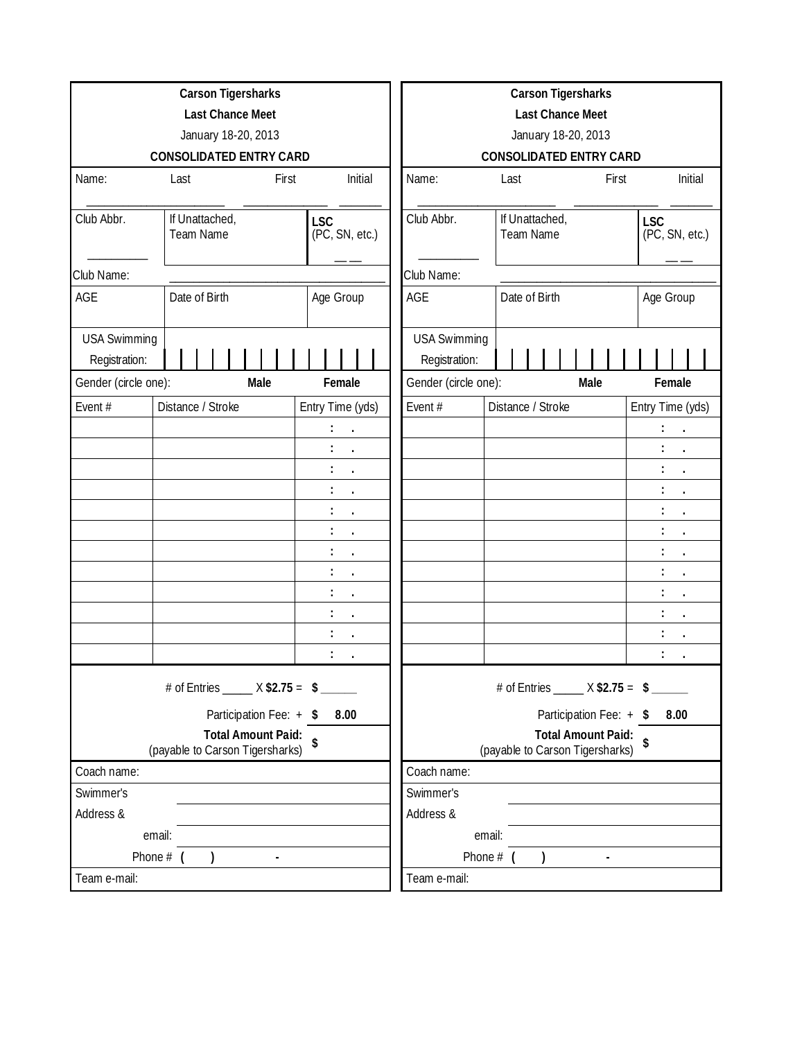**Carson Tigersharks**

**Last Chance Meet**

January 18-20, 2013

**CONSOLIDATED ENTRY CARD**

| Name: | Last | First | Initial |
|---|---|---|---|
| | ____________ | ____________ | ______ |

| Club Abbr. | If Unattached, Team Name | LSC (PC, SN, etc.) |
|---|---|---|
| _________ | | __ __ |

Club Name: ______________________________

| AGE | Date of Birth | Age Group |
|---|---|---|
| | | |

USA Swimming Registration: | | | | | | | | | | | | | |

Gender (circle one): **Male** **Female**

| Event # | Distance / Stroke | Entry Time (yds) |
|---|---|---|
| | | : . |
| | | : . |
| | | : . |
| | | : . |
| | | : . |
| | | : . |
| | | : . |
| | | : . |
| | | : . |
| | | : . |
| | | : . |
| | | : . |

# of Entries _____ X **$2.75** = **$** ______

Participation Fee: + **$ 8.00**

**Total Amount Paid:** (payable to Carson Tigersharks) **$**

Coach name:

Swimmer's Address & ____________________

email: ____________________

Phone # **(   )   -**

Team e-mail:

---

**Carson Tigersharks**

**Last Chance Meet**

January 18-20, 2013

**CONSOLIDATED ENTRY CARD**

| Name: | Last | First | Initial |
|---|---|---|---|
| | ____________ | ____________ | ______ |

| Club Abbr. | If Unattached, Team Name | LSC (PC, SN, etc.) |
|---|---|---|
| _________ | | __ __ |

Club Name: ______________________________

| AGE | Date of Birth | Age Group |
|---|---|---|
| | | |

USA Swimming Registration: | | | | | | | | | | | | | |

Gender (circle one): **Male** **Female**

| Event # | Distance / Stroke | Entry Time (yds) |
|---|---|---|
| | | : . |
| | | : . |
| | | : . |
| | | : . |
| | | : . |
| | | : . |
| | | : . |
| | | : . |
| | | : . |
| | | : . |
| | | : . |
| | | : . |

# of Entries _____ X **$2.75** = **$** ______

Participation Fee: + **$ 8.00**

**Total Amount Paid:** (payable to Carson Tigersharks) **$**

Coach name:

Swimmer's Address & ____________________

email: ____________________

Phone # **(   )   -**

Team e-mail: